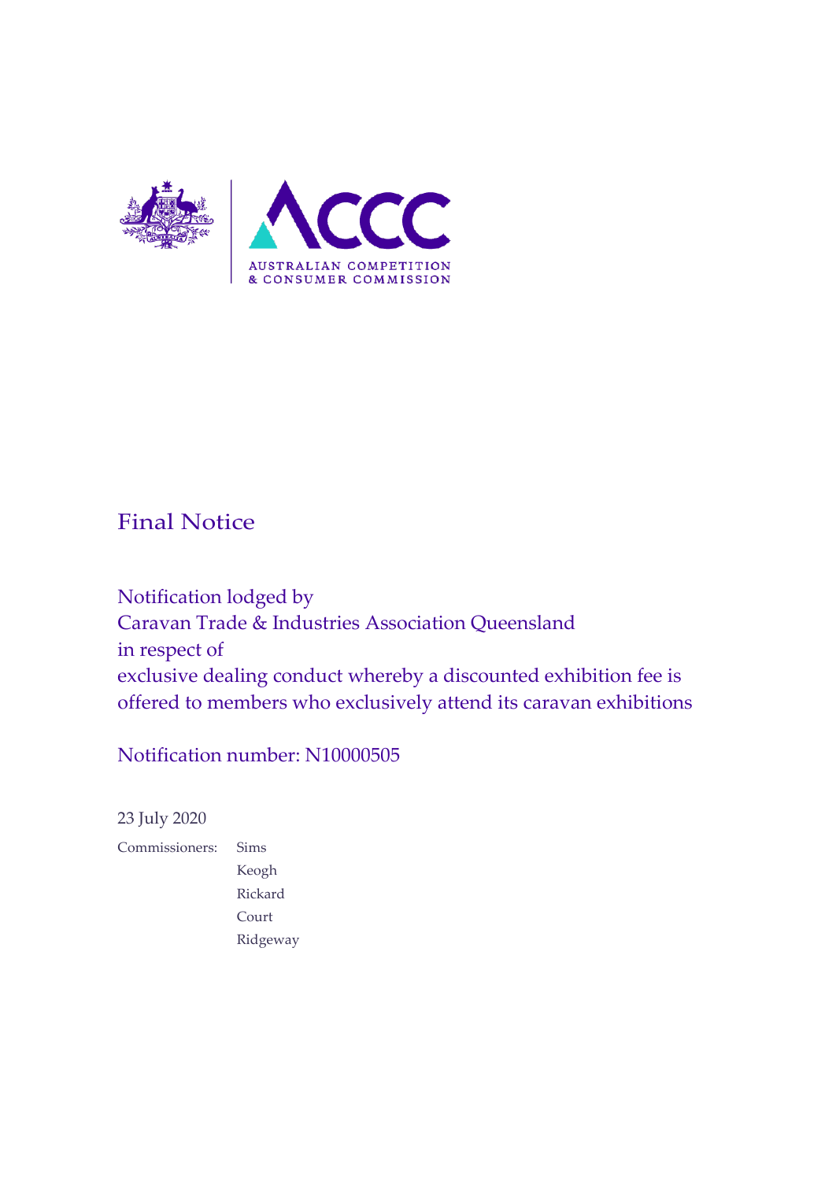AUSTRALIAN COMPETITION & CONSUMER COMMISSION

# Final Notice

## Notification lodged by Caravan Trade & Industries Association Queensland in respect of exclusive dealing conduct whereby a discounted exhibition fee is offered to members who exclusively attend its caravan exhibitions

## Notification number: N10000505

23 July 2020

Commissioners: Sims
Keogh
Rickard
Court
Ridgeway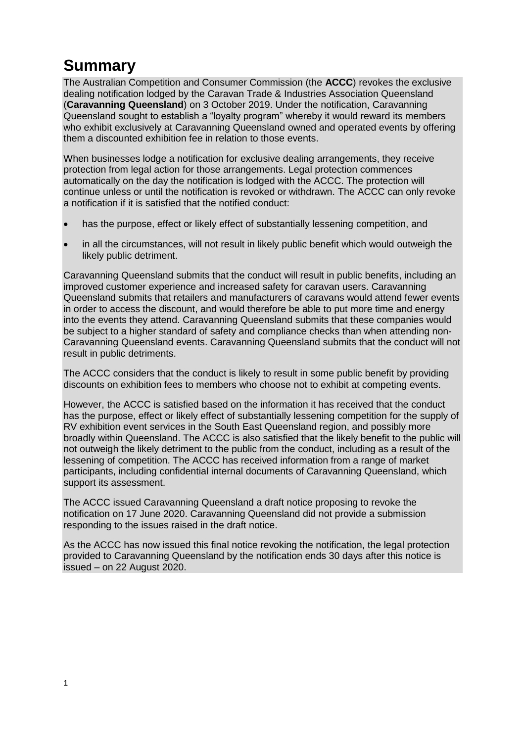# Summary

The Australian Competition and Consumer Commission (the **ACCC**) revokes the exclusive dealing notification lodged by the Caravan Trade & Industries Association Queensland (**Caravanning Queensland**) on 3 October 2019. Under the notification, Caravanning Queensland sought to establish a "loyalty program" whereby it would reward its members who exhibit exclusively at Caravanning Queensland owned and operated events by offering them a discounted exhibition fee in relation to those events.

When businesses lodge a notification for exclusive dealing arrangements, they receive protection from legal action for those arrangements. Legal protection commences automatically on the day the notification is lodged with the ACCC. The protection will continue unless or until the notification is revoked or withdrawn. The ACCC can only revoke a notification if it is satisfied that the notified conduct:

- has the purpose, effect or likely effect of substantially lessening competition, and
- in all the circumstances, will not result in likely public benefit which would outweigh the likely public detriment.

Caravanning Queensland submits that the conduct will result in public benefits, including an improved customer experience and increased safety for caravan users. Caravanning Queensland submits that retailers and manufacturers of caravans would attend fewer events in order to access the discount, and would therefore be able to put more time and energy into the events they attend. Caravanning Queensland submits that these companies would be subject to a higher standard of safety and compliance checks than when attending non-Caravanning Queensland events. Caravanning Queensland submits that the conduct will not result in public detriments.

The ACCC considers that the conduct is likely to result in some public benefit by providing discounts on exhibition fees to members who choose not to exhibit at competing events.

However, the ACCC is satisfied based on the information it has received that the conduct has the purpose, effect or likely effect of substantially lessening competition for the supply of RV exhibition event services in the South East Queensland region, and possibly more broadly within Queensland. The ACCC is also satisfied that the likely benefit to the public will not outweigh the likely detriment to the public from the conduct, including as a result of the lessening of competition. The ACCC has received information from a range of market participants, including confidential internal documents of Caravanning Queensland, which support its assessment.

The ACCC issued Caravanning Queensland a draft notice proposing to revoke the notification on 17 June 2020. Caravanning Queensland did not provide a submission responding to the issues raised in the draft notice.

As the ACCC has now issued this final notice revoking the notification, the legal protection provided to Caravanning Queensland by the notification ends 30 days after this notice is issued – on 22 August 2020.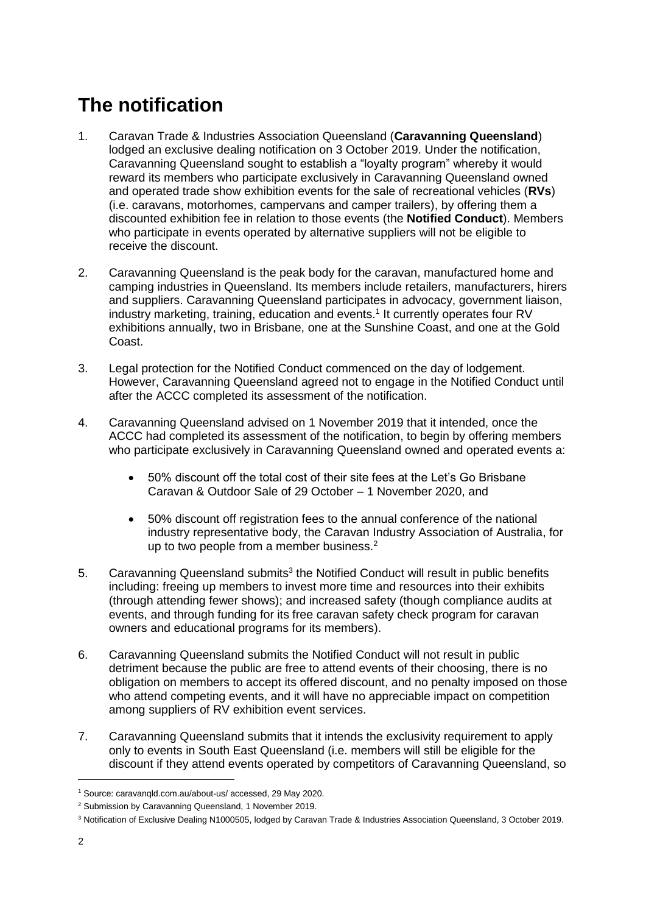# The notification

1. Caravan Trade & Industries Association Queensland (**Caravanning Queensland**) lodged an exclusive dealing notification on 3 October 2019. Under the notification, Caravanning Queensland sought to establish a "loyalty program" whereby it would reward its members who participate exclusively in Caravanning Queensland owned and operated trade show exhibition events for the sale of recreational vehicles (**RVs**) (i.e. caravans, motorhomes, campervans and camper trailers), by offering them a discounted exhibition fee in relation to those events (the **Notified Conduct**). Members who participate in events operated by alternative suppliers will not be eligible to receive the discount.

2. Caravanning Queensland is the peak body for the caravan, manufactured home and camping industries in Queensland. Its members include retailers, manufacturers, hirers and suppliers. Caravanning Queensland participates in advocacy, government liaison, industry marketing, training, education and events.[1] It currently operates four RV exhibitions annually, two in Brisbane, one at the Sunshine Coast, and one at the Gold Coast.

3. Legal protection for the Notified Conduct commenced on the day of lodgement. However, Caravanning Queensland agreed not to engage in the Notified Conduct until after the ACCC completed its assessment of the notification.

4. Caravanning Queensland advised on 1 November 2019 that it intended, once the ACCC had completed its assessment of the notification, to begin by offering members who participate exclusively in Caravanning Queensland owned and operated events a:

   - 50% discount off the total cost of their site fees at the Let's Go Brisbane Caravan & Outdoor Sale of 29 October – 1 November 2020, and

   - 50% discount off registration fees to the annual conference of the national industry representative body, the Caravan Industry Association of Australia, for up to two people from a member business.[2]

5. Caravanning Queensland submits[3] the Notified Conduct will result in public benefits including: freeing up members to invest more time and resources into their exhibits (through attending fewer shows); and increased safety (though compliance audits at events, and through funding for its free caravan safety check program for caravan owners and educational programs for its members).

6. Caravanning Queensland submits the Notified Conduct will not result in public detriment because the public are free to attend events of their choosing, there is no obligation on members to accept its offered discount, and no penalty imposed on those who attend competing events, and it will have no appreciable impact on competition among suppliers of RV exhibition event services.

7. Caravanning Queensland submits that it intends the exclusivity requirement to apply only to events in South East Queensland (i.e. members will still be eligible for the discount if they attend events operated by competitors of Caravanning Queensland, so

---

[1] Source: caravanqld.com.au/about-us/ accessed, 29 May 2020.

[2] Submission by Caravanning Queensland, 1 November 2019.

[3] Notification of Exclusive Dealing N1000505, lodged by Caravan Trade & Industries Association Queensland, 3 October 2019.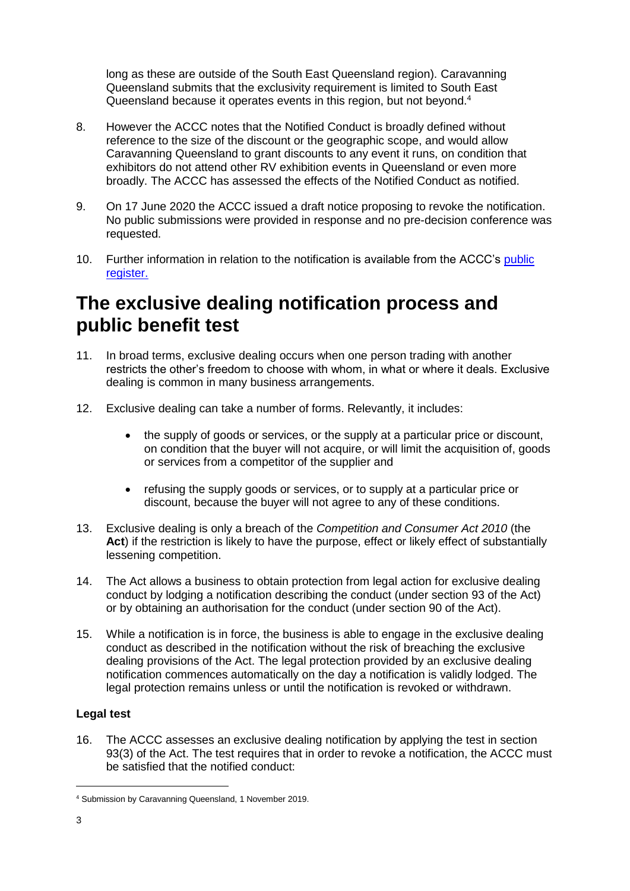long as these are outside of the South East Queensland region). Caravanning Queensland submits that the exclusivity requirement is limited to South East Queensland because it operates events in this region, but not beyond.[4]

8. However the ACCC notes that the Notified Conduct is broadly defined without reference to the size of the discount or the geographic scope, and would allow Caravanning Queensland to grant discounts to any event it runs, on condition that exhibitors do not attend other RV exhibition events in Queensland or even more broadly. The ACCC has assessed the effects of the Notified Conduct as notified.

9. On 17 June 2020 the ACCC issued a draft notice proposing to revoke the notification. No public submissions were provided in response and no pre-decision conference was requested.

10. Further information in relation to the notification is available from the ACCC's public register.

# The exclusive dealing notification process and public benefit test

11. In broad terms, exclusive dealing occurs when one person trading with another restricts the other's freedom to choose with whom, in what or where it deals. Exclusive dealing is common in many business arrangements.

12. Exclusive dealing can take a number of forms. Relevantly, it includes:

    - the supply of goods or services, or the supply at a particular price or discount, on condition that the buyer will not acquire, or will limit the acquisition of, goods or services from a competitor of the supplier and

    - refusing the supply goods or services, or to supply at a particular price or discount, because the buyer will not agree to any of these conditions.

13. Exclusive dealing is only a breach of the *Competition and Consumer Act 2010* (the **Act**) if the restriction is likely to have the purpose, effect or likely effect of substantially lessening competition.

14. The Act allows a business to obtain protection from legal action for exclusive dealing conduct by lodging a notification describing the conduct (under section 93 of the Act) or by obtaining an authorisation for the conduct (under section 90 of the Act).

15. While a notification is in force, the business is able to engage in the exclusive dealing conduct as described in the notification without the risk of breaching the exclusive dealing provisions of the Act. The legal protection provided by an exclusive dealing notification commences automatically on the day a notification is validly lodged. The legal protection remains unless or until the notification is revoked or withdrawn.

### Legal test

16. The ACCC assesses an exclusive dealing notification by applying the test in section 93(3) of the Act. The test requires that in order to revoke a notification, the ACCC must be satisfied that the notified conduct:

---

[4] Submission by Caravanning Queensland, 1 November 2019.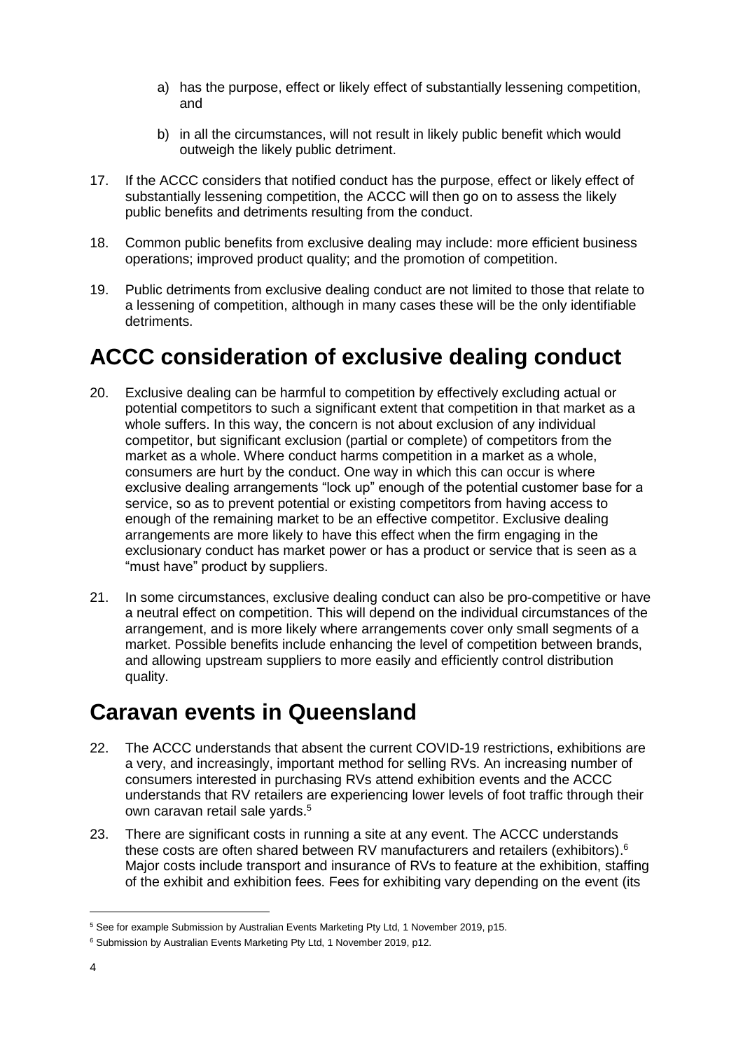a) has the purpose, effect or likely effect of substantially lessening competition, and

b) in all the circumstances, will not result in likely public benefit which would outweigh the likely public detriment.

17. If the ACCC considers that notified conduct has the purpose, effect or likely effect of substantially lessening competition, the ACCC will then go on to assess the likely public benefits and detriments resulting from the conduct.

18. Common public benefits from exclusive dealing may include: more efficient business operations; improved product quality; and the promotion of competition.

19. Public detriments from exclusive dealing conduct are not limited to those that relate to a lessening of competition, although in many cases these will be the only identifiable detriments.

# ACCC consideration of exclusive dealing conduct

20. Exclusive dealing can be harmful to competition by effectively excluding actual or potential competitors to such a significant extent that competition in that market as a whole suffers. In this way, the concern is not about exclusion of any individual competitor, but significant exclusion (partial or complete) of competitors from the market as a whole. Where conduct harms competition in a market as a whole, consumers are hurt by the conduct. One way in which this can occur is where exclusive dealing arrangements "lock up" enough of the potential customer base for a service, so as to prevent potential or existing competitors from having access to enough of the remaining market to be an effective competitor. Exclusive dealing arrangements are more likely to have this effect when the firm engaging in the exclusionary conduct has market power or has a product or service that is seen as a "must have" product by suppliers.

21. In some circumstances, exclusive dealing conduct can also be pro-competitive or have a neutral effect on competition. This will depend on the individual circumstances of the arrangement, and is more likely where arrangements cover only small segments of a market. Possible benefits include enhancing the level of competition between brands, and allowing upstream suppliers to more easily and efficiently control distribution quality.

# Caravan events in Queensland

22. The ACCC understands that absent the current COVID-19 restrictions, exhibitions are a very, and increasingly, important method for selling RVs. An increasing number of consumers interested in purchasing RVs attend exhibition events and the ACCC understands that RV retailers are experiencing lower levels of foot traffic through their own caravan retail sale yards.[5]

23. There are significant costs in running a site at any event. The ACCC understands these costs are often shared between RV manufacturers and retailers (exhibitors).[6] Major costs include transport and insurance of RVs to feature at the exhibition, staffing of the exhibit and exhibition fees. Fees for exhibiting vary depending on the event (its

[5] See for example Submission by Australian Events Marketing Pty Ltd, 1 November 2019, p15.

[6] Submission by Australian Events Marketing Pty Ltd, 1 November 2019, p12.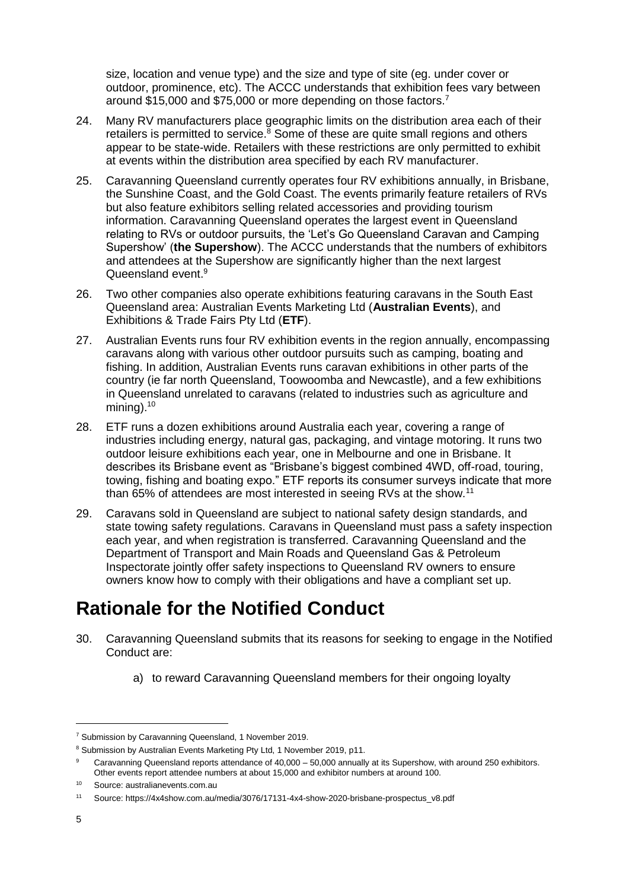size, location and venue type) and the size and type of site (eg. under cover or outdoor, prominence, etc). The ACCC understands that exhibition fees vary between around $15,000 and $75,000 or more depending on those factors.[7]

24. Many RV manufacturers place geographic limits on the distribution area each of their retailers is permitted to service.[8] Some of these are quite small regions and others appear to be state-wide. Retailers with these restrictions are only permitted to exhibit at events within the distribution area specified by each RV manufacturer.

25. Caravanning Queensland currently operates four RV exhibitions annually, in Brisbane, the Sunshine Coast, and the Gold Coast. The events primarily feature retailers of RVs but also feature exhibitors selling related accessories and providing tourism information. Caravanning Queensland operates the largest event in Queensland relating to RVs or outdoor pursuits, the 'Let's Go Queensland Caravan and Camping Supershow' (**the Supershow**). The ACCC understands that the numbers of exhibitors and attendees at the Supershow are significantly higher than the next largest Queensland event.[9]

26. Two other companies also operate exhibitions featuring caravans in the South East Queensland area: Australian Events Marketing Ltd (**Australian Events**), and Exhibitions & Trade Fairs Pty Ltd (**ETF**).

27. Australian Events runs four RV exhibition events in the region annually, encompassing caravans along with various other outdoor pursuits such as camping, boating and fishing. In addition, Australian Events runs caravan exhibitions in other parts of the country (ie far north Queensland, Toowoomba and Newcastle), and a few exhibitions in Queensland unrelated to caravans (related to industries such as agriculture and mining).[10]

28. ETF runs a dozen exhibitions around Australia each year, covering a range of industries including energy, natural gas, packaging, and vintage motoring. It runs two outdoor leisure exhibitions each year, one in Melbourne and one in Brisbane. It describes its Brisbane event as "Brisbane's biggest combined 4WD, off-road, touring, towing, fishing and boating expo." ETF reports its consumer surveys indicate that more than 65% of attendees are most interested in seeing RVs at the show.[11]

29. Caravans sold in Queensland are subject to national safety design standards, and state towing safety regulations. Caravans in Queensland must pass a safety inspection each year, and when registration is transferred. Caravanning Queensland and the Department of Transport and Main Roads and Queensland Gas & Petroleum Inspectorate jointly offer safety inspections to Queensland RV owners to ensure owners know how to comply with their obligations and have a compliant set up.

# Rationale for the Notified Conduct

30. Caravanning Queensland submits that its reasons for seeking to engage in the Notified Conduct are:

    a) to reward Caravanning Queensland members for their ongoing loyalty

---

[7] Submission by Caravanning Queensland, 1 November 2019.

[8] Submission by Australian Events Marketing Pty Ltd, 1 November 2019, p11.

[9] Caravanning Queensland reports attendance of 40,000 – 50,000 annually at its Supershow, with around 250 exhibitors. Other events report attendee numbers at about 15,000 and exhibitor numbers at around 100.

[10] Source: australianevents.com.au

[11] Source: https://4x4show.com.au/media/3076/17131-4x4-show-2020-brisbane-prospectus_v8.pdf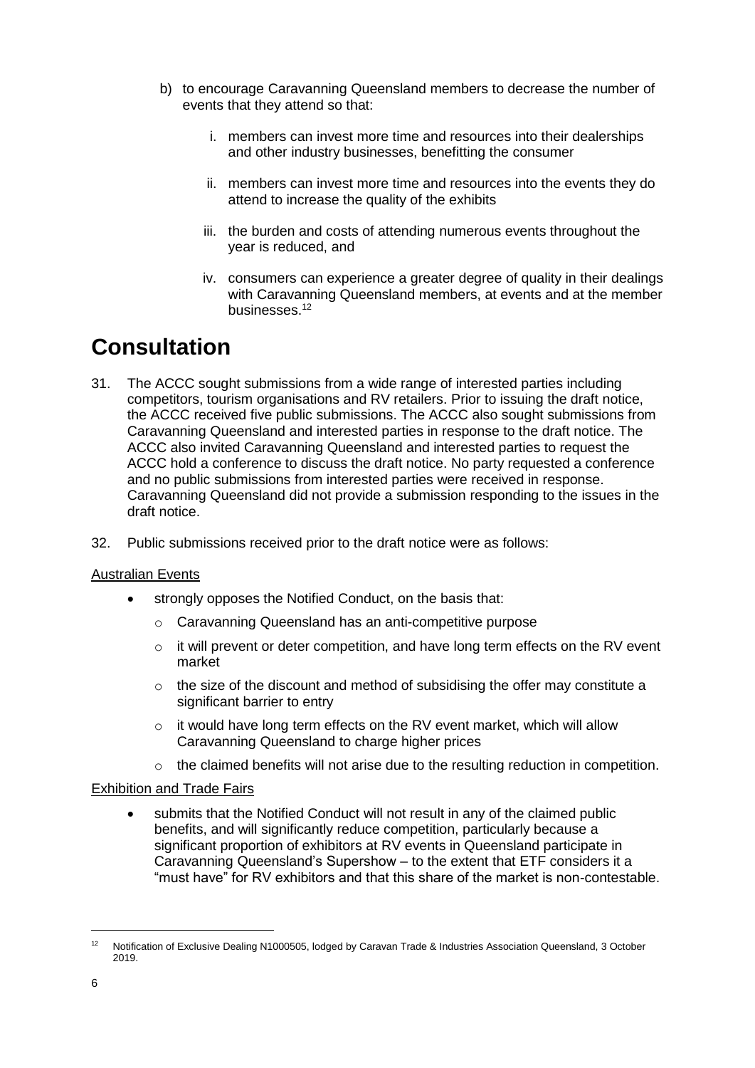b) to encourage Caravanning Queensland members to decrease the number of events that they attend so that:

   i. members can invest more time and resources into their dealerships and other industry businesses, benefitting the consumer

   ii. members can invest more time and resources into the events they do attend to increase the quality of the exhibits

   iii. the burden and costs of attending numerous events throughout the year is reduced, and

   iv. consumers can experience a greater degree of quality in their dealings with Caravanning Queensland members, at events and at the member businesses.[12]

# Consultation

31. The ACCC sought submissions from a wide range of interested parties including competitors, tourism organisations and RV retailers. Prior to issuing the draft notice, the ACCC received five public submissions. The ACCC also sought submissions from Caravanning Queensland and interested parties in response to the draft notice. The ACCC also invited Caravanning Queensland and interested parties to request the ACCC hold a conference to discuss the draft notice. No party requested a conference and no public submissions from interested parties were received in response. Caravanning Queensland did not provide a submission responding to the issues in the draft notice.

32. Public submissions received prior to the draft notice were as follows:

Australian Events

- strongly opposes the Notified Conduct, on the basis that:
  - Caravanning Queensland has an anti-competitive purpose
  - it will prevent or deter competition, and have long term effects on the RV event market
  - the size of the discount and method of subsidising the offer may constitute a significant barrier to entry
  - it would have long term effects on the RV event market, which will allow Caravanning Queensland to charge higher prices
  - the claimed benefits will not arise due to the resulting reduction in competition.

Exhibition and Trade Fairs

- submits that the Notified Conduct will not result in any of the claimed public benefits, and will significantly reduce competition, particularly because a significant proportion of exhibitors at RV events in Queensland participate in Caravanning Queensland's Supershow – to the extent that ETF considers it a "must have" for RV exhibitors and that this share of the market is non-contestable.

[12] Notification of Exclusive Dealing N1000505, lodged by Caravan Trade & Industries Association Queensland, 3 October 2019.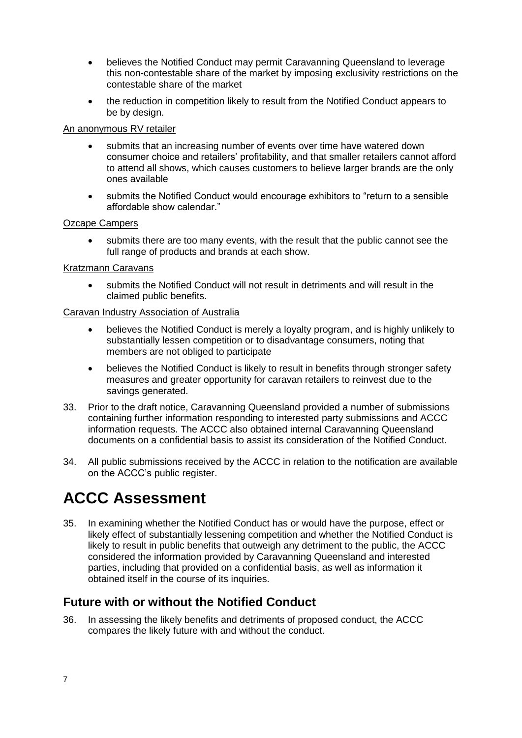- believes the Notified Conduct may permit Caravanning Queensland to leverage this non-contestable share of the market by imposing exclusivity restrictions on the contestable share of the market
- the reduction in competition likely to result from the Notified Conduct appears to be by design.

An anonymous RV retailer

- submits that an increasing number of events over time have watered down consumer choice and retailers' profitability, and that smaller retailers cannot afford to attend all shows, which causes customers to believe larger brands are the only ones available
- submits the Notified Conduct would encourage exhibitors to "return to a sensible affordable show calendar."

Ozcape Campers

- submits there are too many events, with the result that the public cannot see the full range of products and brands at each show.

Kratzmann Caravans

- submits the Notified Conduct will not result in detriments and will result in the claimed public benefits.

Caravan Industry Association of Australia

- believes the Notified Conduct is merely a loyalty program, and is highly unlikely to substantially lessen competition or to disadvantage consumers, noting that members are not obliged to participate
- believes the Notified Conduct is likely to result in benefits through stronger safety measures and greater opportunity for caravan retailers to reinvest due to the savings generated.

33. Prior to the draft notice, Caravanning Queensland provided a number of submissions containing further information responding to interested party submissions and ACCC information requests. The ACCC also obtained internal Caravanning Queensland documents on a confidential basis to assist its consideration of the Notified Conduct.

34. All public submissions received by the ACCC in relation to the notification are available on the ACCC's public register.

# ACCC Assessment

35. In examining whether the Notified Conduct has or would have the purpose, effect or likely effect of substantially lessening competition and whether the Notified Conduct is likely to result in public benefits that outweigh any detriment to the public, the ACCC considered the information provided by Caravanning Queensland and interested parties, including that provided on a confidential basis, as well as information it obtained itself in the course of its inquiries.

## Future with or without the Notified Conduct

36. In assessing the likely benefits and detriments of proposed conduct, the ACCC compares the likely future with and without the conduct.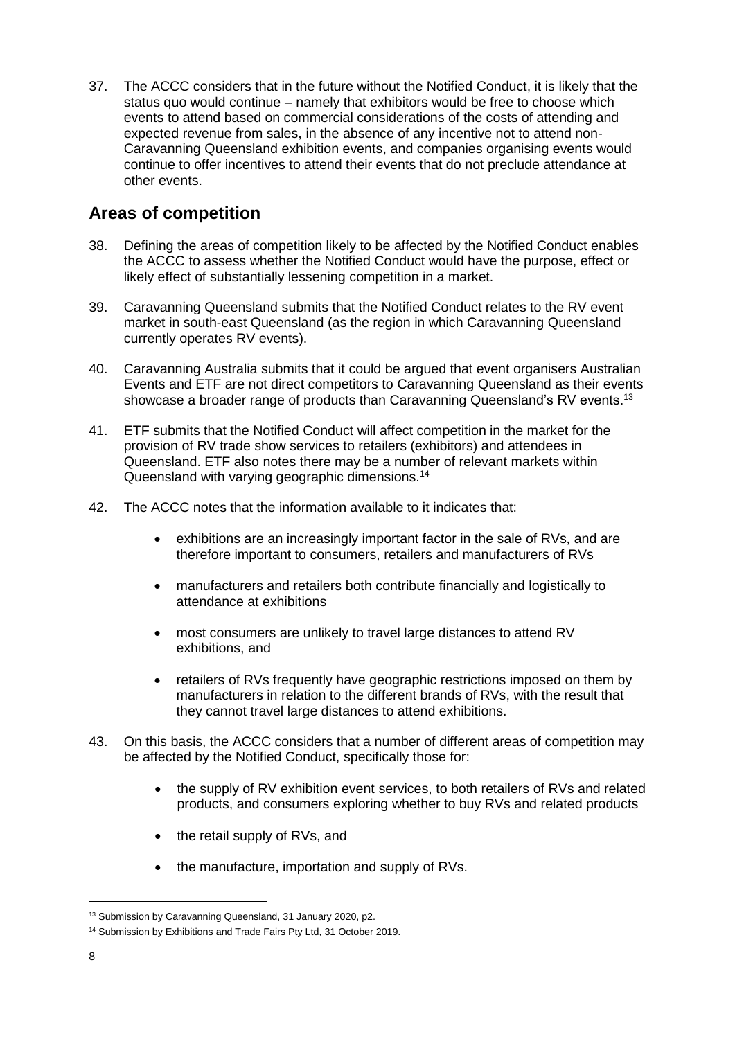37. The ACCC considers that in the future without the Notified Conduct, it is likely that the status quo would continue – namely that exhibitors would be free to choose which events to attend based on commercial considerations of the costs of attending and expected revenue from sales, in the absence of any incentive not to attend non-Caravanning Queensland exhibition events, and companies organising events would continue to offer incentives to attend their events that do not preclude attendance at other events.

## Areas of competition

38. Defining the areas of competition likely to be affected by the Notified Conduct enables the ACCC to assess whether the Notified Conduct would have the purpose, effect or likely effect of substantially lessening competition in a market.

39. Caravanning Queensland submits that the Notified Conduct relates to the RV event market in south-east Queensland (as the region in which Caravanning Queensland currently operates RV events).

40. Caravanning Australia submits that it could be argued that event organisers Australian Events and ETF are not direct competitors to Caravanning Queensland as their events showcase a broader range of products than Caravanning Queensland's RV events.[13]

41. ETF submits that the Notified Conduct will affect competition in the market for the provision of RV trade show services to retailers (exhibitors) and attendees in Queensland. ETF also notes there may be a number of relevant markets within Queensland with varying geographic dimensions.[14]

42. The ACCC notes that the information available to it indicates that:

    - exhibitions are an increasingly important factor in the sale of RVs, and are therefore important to consumers, retailers and manufacturers of RVs
    - manufacturers and retailers both contribute financially and logistically to attendance at exhibitions
    - most consumers are unlikely to travel large distances to attend RV exhibitions, and
    - retailers of RVs frequently have geographic restrictions imposed on them by manufacturers in relation to the different brands of RVs, with the result that they cannot travel large distances to attend exhibitions.

43. On this basis, the ACCC considers that a number of different areas of competition may be affected by the Notified Conduct, specifically those for:

    - the supply of RV exhibition event services, to both retailers of RVs and related products, and consumers exploring whether to buy RVs and related products
    - the retail supply of RVs, and
    - the manufacture, importation and supply of RVs.

---

[13] Submission by Caravanning Queensland, 31 January 2020, p2.

[14] Submission by Exhibitions and Trade Fairs Pty Ltd, 31 October 2019.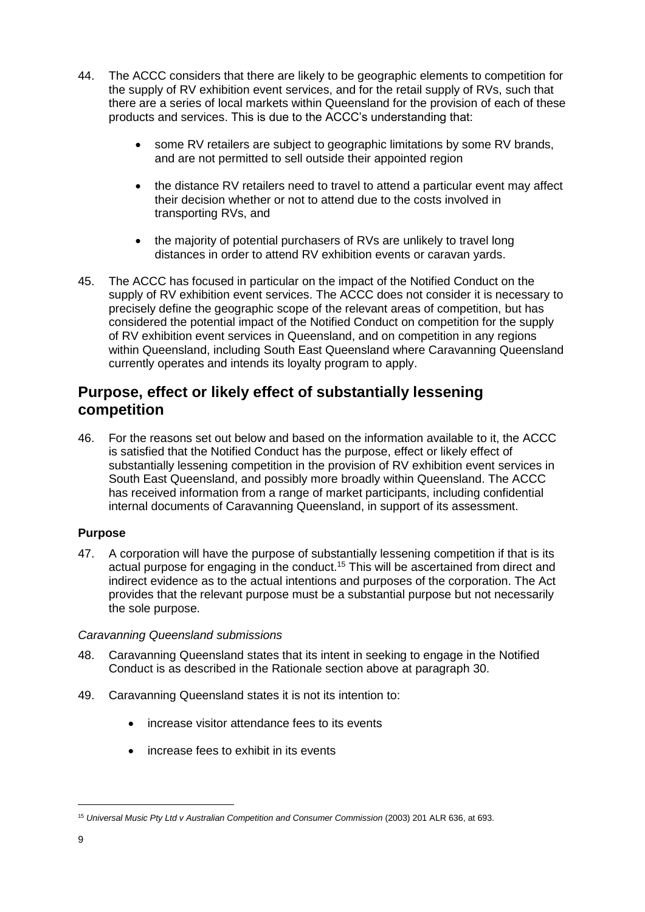44. The ACCC considers that there are likely to be geographic elements to competition for the supply of RV exhibition event services, and for the retail supply of RVs, such that there are a series of local markets within Queensland for the provision of each of these products and services. This is due to the ACCC's understanding that:

    - some RV retailers are subject to geographic limitations by some RV brands, and are not permitted to sell outside their appointed region
    - the distance RV retailers need to travel to attend a particular event may affect their decision whether or not to attend due to the costs involved in transporting RVs, and
    - the majority of potential purchasers of RVs are unlikely to travel long distances in order to attend RV exhibition events or caravan yards.

45. The ACCC has focused in particular on the impact of the Notified Conduct on the supply of RV exhibition event services. The ACCC does not consider it is necessary to precisely define the geographic scope of the relevant areas of competition, but has considered the potential impact of the Notified Conduct on competition for the supply of RV exhibition event services in Queensland, and on competition in any regions within Queensland, including South East Queensland where Caravanning Queensland currently operates and intends its loyalty program to apply.

## Purpose, effect or likely effect of substantially lessening competition

46. For the reasons set out below and based on the information available to it, the ACCC is satisfied that the Notified Conduct has the purpose, effect or likely effect of substantially lessening competition in the provision of RV exhibition event services in South East Queensland, and possibly more broadly within Queensland. The ACCC has received information from a range of market participants, including confidential internal documents of Caravanning Queensland, in support of its assessment.

### Purpose

47. A corporation will have the purpose of substantially lessening competition if that is its actual purpose for engaging in the conduct.[15] This will be ascertained from direct and indirect evidence as to the actual intentions and purposes of the corporation. The Act provides that the relevant purpose must be a substantial purpose but not necessarily the sole purpose.

*Caravanning Queensland submissions*

48. Caravanning Queensland states that its intent in seeking to engage in the Notified Conduct is as described in the Rationale section above at paragraph 30.

49. Caravanning Queensland states it is not its intention to:

    - increase visitor attendance fees to its events
    - increase fees to exhibit in its events

[15] *Universal Music Pty Ltd v Australian Competition and Consumer Commission* (2003) 201 ALR 636, at 693.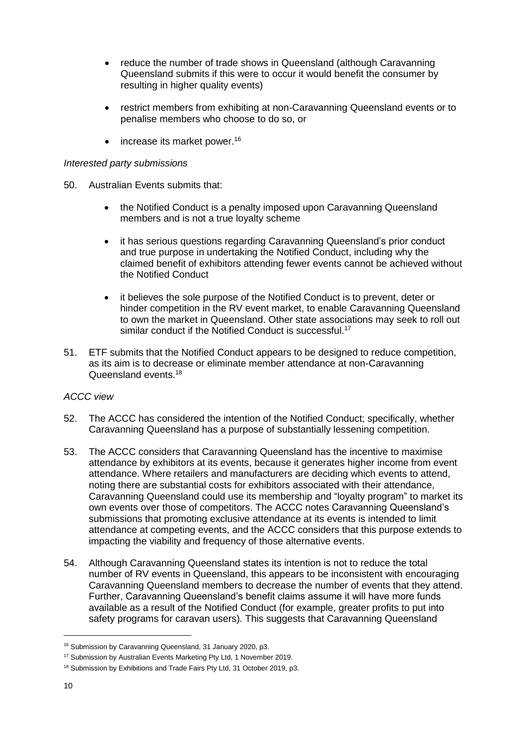- reduce the number of trade shows in Queensland (although Caravanning Queensland submits if this were to occur it would benefit the consumer by resulting in higher quality events)
- restrict members from exhibiting at non-Caravanning Queensland events or to penalise members who choose to do so, or
- increase its market power.[16]

*Interested party submissions*

50. Australian Events submits that:

    - the Notified Conduct is a penalty imposed upon Caravanning Queensland members and is not a true loyalty scheme
    - it has serious questions regarding Caravanning Queensland's prior conduct and true purpose in undertaking the Notified Conduct, including why the claimed benefit of exhibitors attending fewer events cannot be achieved without the Notified Conduct
    - it believes the sole purpose of the Notified Conduct is to prevent, deter or hinder competition in the RV event market, to enable Caravanning Queensland to own the market in Queensland. Other state associations may seek to roll out similar conduct if the Notified Conduct is successful.[17]

51. ETF submits that the Notified Conduct appears to be designed to reduce competition, as its aim is to decrease or eliminate member attendance at non-Caravanning Queensland events.[18]

*ACCC view*

52. The ACCC has considered the intention of the Notified Conduct; specifically, whether Caravanning Queensland has a purpose of substantially lessening competition.

53. The ACCC considers that Caravanning Queensland has the incentive to maximise attendance by exhibitors at its events, because it generates higher income from event attendance. Where retailers and manufacturers are deciding which events to attend, noting there are substantial costs for exhibitors associated with their attendance, Caravanning Queensland could use its membership and "loyalty program" to market its own events over those of competitors. The ACCC notes Caravanning Queensland's submissions that promoting exclusive attendance at its events is intended to limit attendance at competing events, and the ACCC considers that this purpose extends to impacting the viability and frequency of those alternative events.

54. Although Caravanning Queensland states its intention is not to reduce the total number of RV events in Queensland, this appears to be inconsistent with encouraging Caravanning Queensland members to decrease the number of events that they attend. Further, Caravanning Queensland's benefit claims assume it will have more funds available as a result of the Notified Conduct (for example, greater profits to put into safety programs for caravan users). This suggests that Caravanning Queensland

---

[16] Submission by Caravanning Queensland, 31 January 2020, p3.

[17] Submission by Australian Events Marketing Pty Ltd, 1 November 2019.

[18] Submission by Exhibitions and Trade Fairs Pty Ltd, 31 October 2019, p3.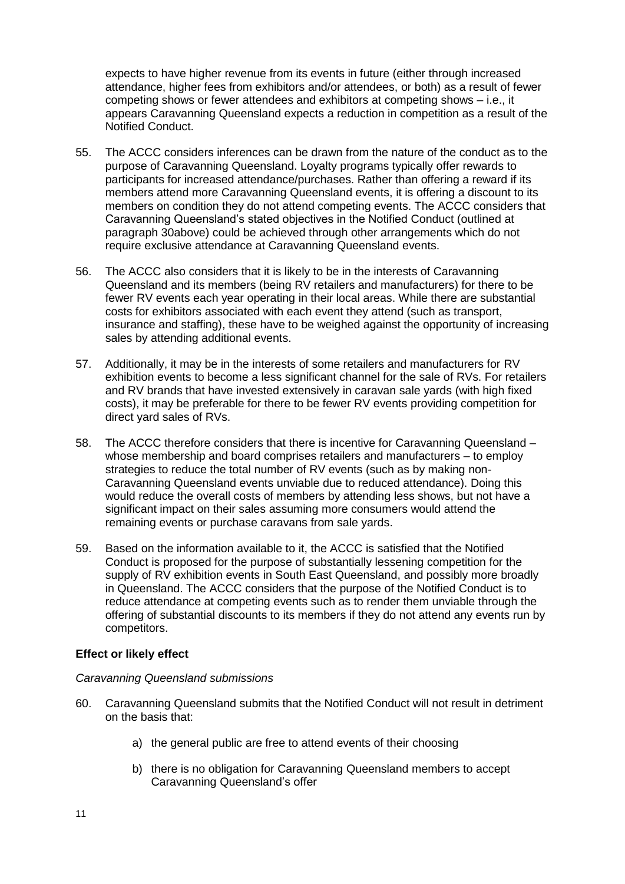expects to have higher revenue from its events in future (either through increased attendance, higher fees from exhibitors and/or attendees, or both) as a result of fewer competing shows or fewer attendees and exhibitors at competing shows – i.e., it appears Caravanning Queensland expects a reduction in competition as a result of the Notified Conduct.

55. The ACCC considers inferences can be drawn from the nature of the conduct as to the purpose of Caravanning Queensland. Loyalty programs typically offer rewards to participants for increased attendance/purchases. Rather than offering a reward if its members attend more Caravanning Queensland events, it is offering a discount to its members on condition they do not attend competing events. The ACCC considers that Caravanning Queensland's stated objectives in the Notified Conduct (outlined at paragraph 30above) could be achieved through other arrangements which do not require exclusive attendance at Caravanning Queensland events.

56. The ACCC also considers that it is likely to be in the interests of Caravanning Queensland and its members (being RV retailers and manufacturers) for there to be fewer RV events each year operating in their local areas. While there are substantial costs for exhibitors associated with each event they attend (such as transport, insurance and staffing), these have to be weighed against the opportunity of increasing sales by attending additional events.

57. Additionally, it may be in the interests of some retailers and manufacturers for RV exhibition events to become a less significant channel for the sale of RVs. For retailers and RV brands that have invested extensively in caravan sale yards (with high fixed costs), it may be preferable for there to be fewer RV events providing competition for direct yard sales of RVs.

58. The ACCC therefore considers that there is incentive for Caravanning Queensland – whose membership and board comprises retailers and manufacturers – to employ strategies to reduce the total number of RV events (such as by making non-Caravanning Queensland events unviable due to reduced attendance). Doing this would reduce the overall costs of members by attending less shows, but not have a significant impact on their sales assuming more consumers would attend the remaining events or purchase caravans from sale yards.

59. Based on the information available to it, the ACCC is satisfied that the Notified Conduct is proposed for the purpose of substantially lessening competition for the supply of RV exhibition events in South East Queensland, and possibly more broadly in Queensland. The ACCC considers that the purpose of the Notified Conduct is to reduce attendance at competing events such as to render them unviable through the offering of substantial discounts to its members if they do not attend any events run by competitors.

### Effect or likely effect

*Caravanning Queensland submissions*

60. Caravanning Queensland submits that the Notified Conduct will not result in detriment on the basis that:

    a) the general public are free to attend events of their choosing

    b) there is no obligation for Caravanning Queensland members to accept Caravanning Queensland's offer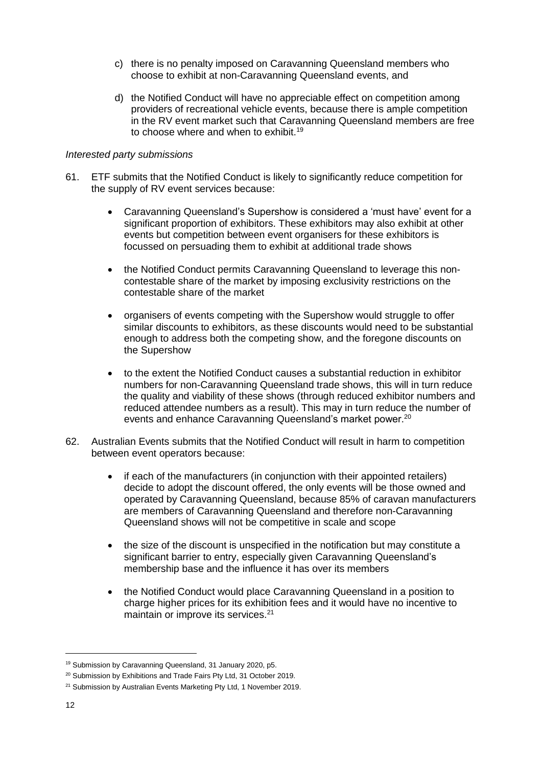c) there is no penalty imposed on Caravanning Queensland members who choose to exhibit at non-Caravanning Queensland events, and

d) the Notified Conduct will have no appreciable effect on competition among providers of recreational vehicle events, because there is ample competition in the RV event market such that Caravanning Queensland members are free to choose where and when to exhibit.[19]

*Interested party submissions*

61. ETF submits that the Notified Conduct is likely to significantly reduce competition for the supply of RV event services because:

    - Caravanning Queensland's Supershow is considered a 'must have' event for a significant proportion of exhibitors. These exhibitors may also exhibit at other events but competition between event organisers for these exhibitors is focussed on persuading them to exhibit at additional trade shows
    - the Notified Conduct permits Caravanning Queensland to leverage this non-contestable share of the market by imposing exclusivity restrictions on the contestable share of the market
    - organisers of events competing with the Supershow would struggle to offer similar discounts to exhibitors, as these discounts would need to be substantial enough to address both the competing show, and the foregone discounts on the Supershow
    - to the extent the Notified Conduct causes a substantial reduction in exhibitor numbers for non-Caravanning Queensland trade shows, this will in turn reduce the quality and viability of these shows (through reduced exhibitor numbers and reduced attendee numbers as a result). This may in turn reduce the number of events and enhance Caravanning Queensland's market power.[20]

62. Australian Events submits that the Notified Conduct will result in harm to competition between event operators because:

    - if each of the manufacturers (in conjunction with their appointed retailers) decide to adopt the discount offered, the only events will be those owned and operated by Caravanning Queensland, because 85% of caravan manufacturers are members of Caravanning Queensland and therefore non-Caravanning Queensland shows will not be competitive in scale and scope
    - the size of the discount is unspecified in the notification but may constitute a significant barrier to entry, especially given Caravanning Queensland's membership base and the influence it has over its members
    - the Notified Conduct would place Caravanning Queensland in a position to charge higher prices for its exhibition fees and it would have no incentive to maintain or improve its services.[21]

---

[19] Submission by Caravanning Queensland, 31 January 2020, p5.

[20] Submission by Exhibitions and Trade Fairs Pty Ltd, 31 October 2019.

[21] Submission by Australian Events Marketing Pty Ltd, 1 November 2019.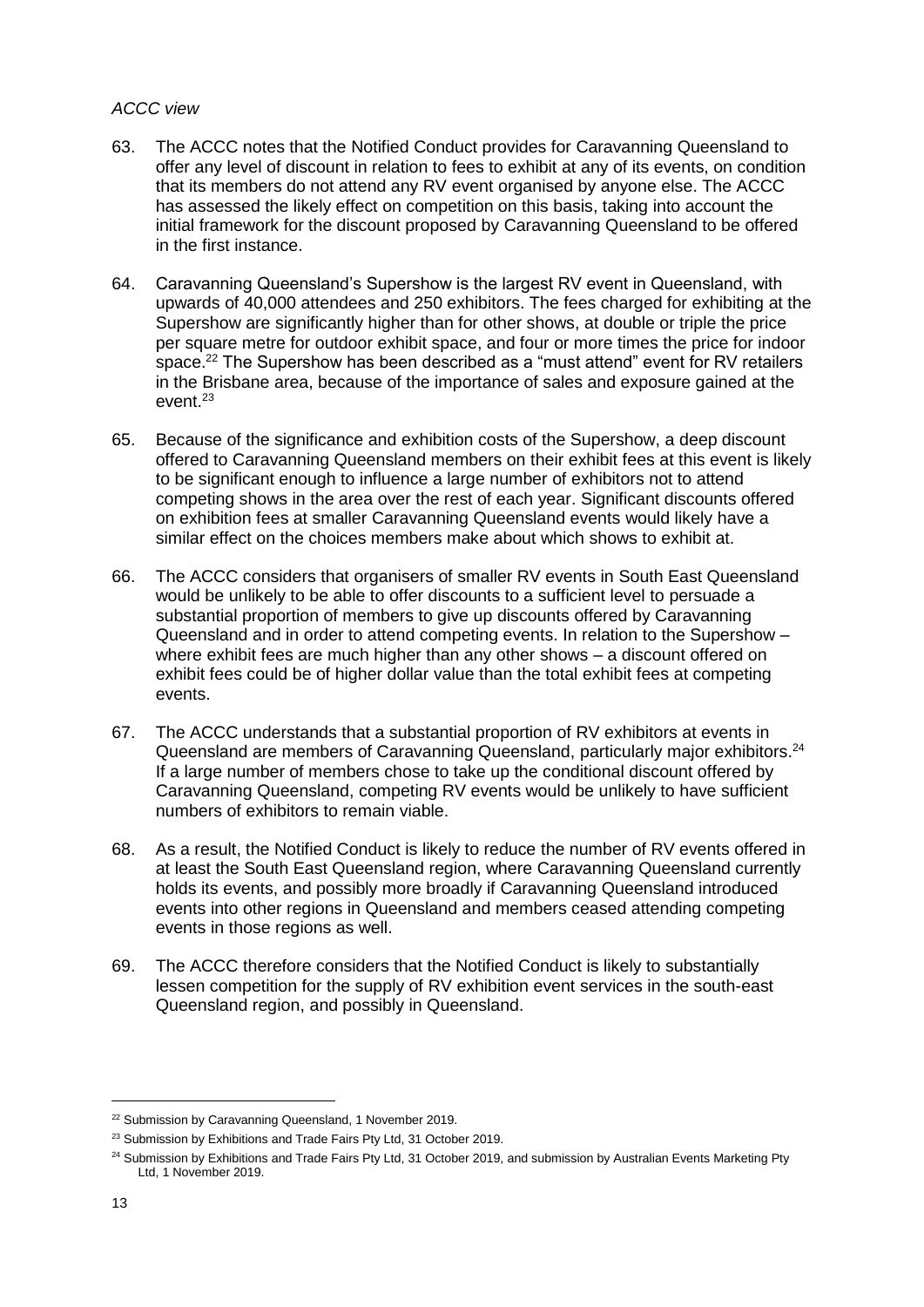*ACCC view*

63. The ACCC notes that the Notified Conduct provides for Caravanning Queensland to offer any level of discount in relation to fees to exhibit at any of its events, on condition that its members do not attend any RV event organised by anyone else. The ACCC has assessed the likely effect on competition on this basis, taking into account the initial framework for the discount proposed by Caravanning Queensland to be offered in the first instance.

64. Caravanning Queensland's Supershow is the largest RV event in Queensland, with upwards of 40,000 attendees and 250 exhibitors. The fees charged for exhibiting at the Supershow are significantly higher than for other shows, at double or triple the price per square metre for outdoor exhibit space, and four or more times the price for indoor space.[22] The Supershow has been described as a "must attend" event for RV retailers in the Brisbane area, because of the importance of sales and exposure gained at the event.[23]

65. Because of the significance and exhibition costs of the Supershow, a deep discount offered to Caravanning Queensland members on their exhibit fees at this event is likely to be significant enough to influence a large number of exhibitors not to attend competing shows in the area over the rest of each year. Significant discounts offered on exhibition fees at smaller Caravanning Queensland events would likely have a similar effect on the choices members make about which shows to exhibit at.

66. The ACCC considers that organisers of smaller RV events in South East Queensland would be unlikely to be able to offer discounts to a sufficient level to persuade a substantial proportion of members to give up discounts offered by Caravanning Queensland and in order to attend competing events. In relation to the Supershow – where exhibit fees are much higher than any other shows – a discount offered on exhibit fees could be of higher dollar value than the total exhibit fees at competing events.

67. The ACCC understands that a substantial proportion of RV exhibitors at events in Queensland are members of Caravanning Queensland, particularly major exhibitors.[24] If a large number of members chose to take up the conditional discount offered by Caravanning Queensland, competing RV events would be unlikely to have sufficient numbers of exhibitors to remain viable.

68. As a result, the Notified Conduct is likely to reduce the number of RV events offered in at least the South East Queensland region, where Caravanning Queensland currently holds its events, and possibly more broadly if Caravanning Queensland introduced events into other regions in Queensland and members ceased attending competing events in those regions as well.

69. The ACCC therefore considers that the Notified Conduct is likely to substantially lessen competition for the supply of RV exhibition event services in the south-east Queensland region, and possibly in Queensland.

---

[22] Submission by Caravanning Queensland, 1 November 2019.

[23] Submission by Exhibitions and Trade Fairs Pty Ltd, 31 October 2019.

[24] Submission by Exhibitions and Trade Fairs Pty Ltd, 31 October 2019, and submission by Australian Events Marketing Pty Ltd, 1 November 2019.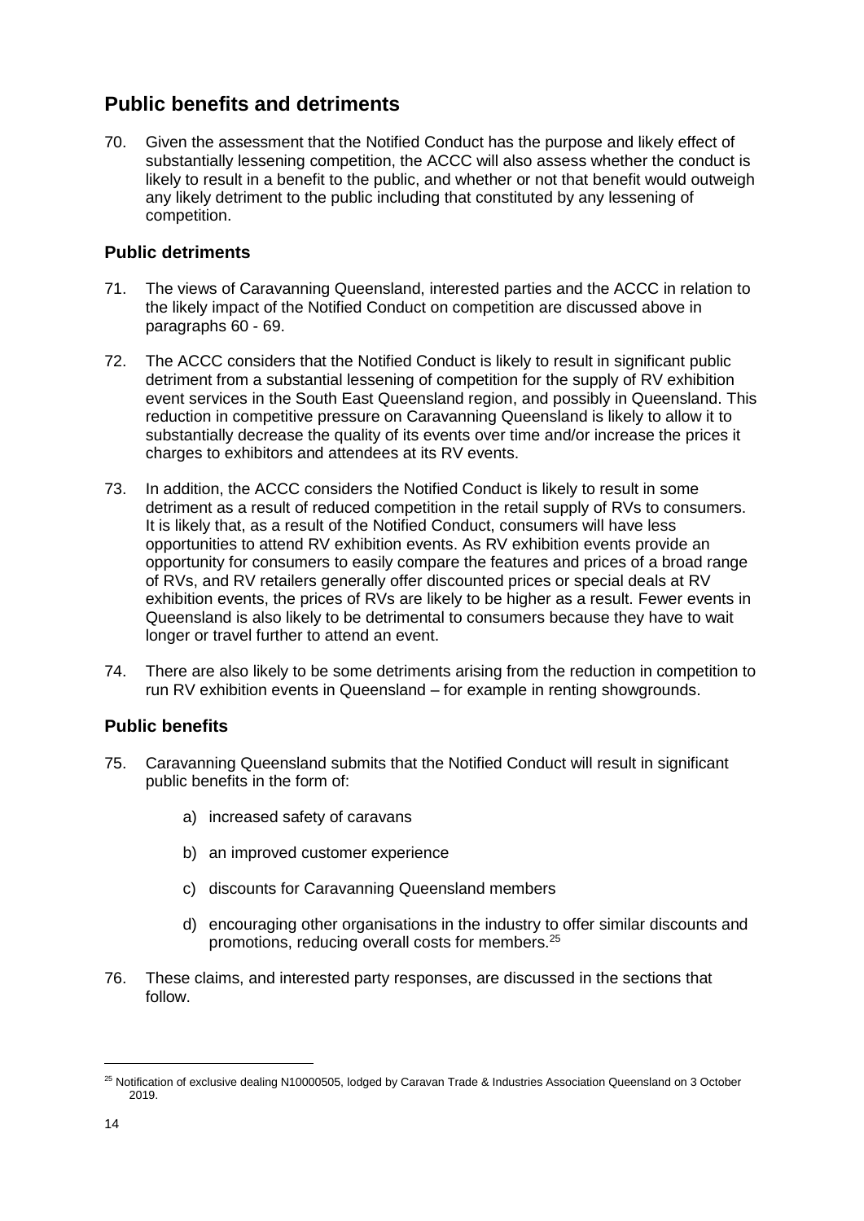## Public benefits and detriments

70. Given the assessment that the Notified Conduct has the purpose and likely effect of substantially lessening competition, the ACCC will also assess whether the conduct is likely to result in a benefit to the public, and whether or not that benefit would outweigh any likely detriment to the public including that constituted by any lessening of competition.

### Public detriments

71. The views of Caravanning Queensland, interested parties and the ACCC in relation to the likely impact of the Notified Conduct on competition are discussed above in paragraphs 60 - 69.

72. The ACCC considers that the Notified Conduct is likely to result in significant public detriment from a substantial lessening of competition for the supply of RV exhibition event services in the South East Queensland region, and possibly in Queensland. This reduction in competitive pressure on Caravanning Queensland is likely to allow it to substantially decrease the quality of its events over time and/or increase the prices it charges to exhibitors and attendees at its RV events.

73. In addition, the ACCC considers the Notified Conduct is likely to result in some detriment as a result of reduced competition in the retail supply of RVs to consumers. It is likely that, as a result of the Notified Conduct, consumers will have less opportunities to attend RV exhibition events. As RV exhibition events provide an opportunity for consumers to easily compare the features and prices of a broad range of RVs, and RV retailers generally offer discounted prices or special deals at RV exhibition events, the prices of RVs are likely to be higher as a result. Fewer events in Queensland is also likely to be detrimental to consumers because they have to wait longer or travel further to attend an event.

74. There are also likely to be some detriments arising from the reduction in competition to run RV exhibition events in Queensland – for example in renting showgrounds.

### Public benefits

75. Caravanning Queensland submits that the Notified Conduct will result in significant public benefits in the form of:

    a) increased safety of caravans

    b) an improved customer experience

    c) discounts for Caravanning Queensland members

    d) encouraging other organisations in the industry to offer similar discounts and promotions, reducing overall costs for members.[25]

76. These claims, and interested party responses, are discussed in the sections that follow.

[25] Notification of exclusive dealing N10000505, lodged by Caravan Trade & Industries Association Queensland on 3 October 2019.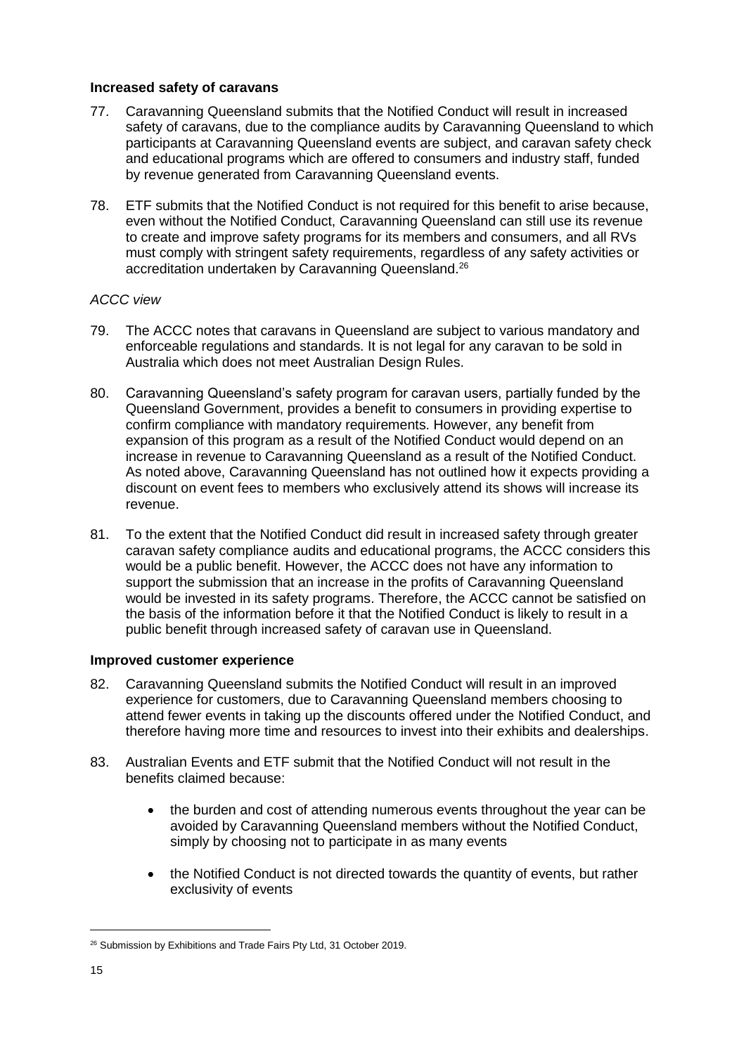### Increased safety of caravans

77. Caravanning Queensland submits that the Notified Conduct will result in increased safety of caravans, due to the compliance audits by Caravanning Queensland to which participants at Caravanning Queensland events are subject, and caravan safety check and educational programs which are offered to consumers and industry staff, funded by revenue generated from Caravanning Queensland events.

78. ETF submits that the Notified Conduct is not required for this benefit to arise because, even without the Notified Conduct, Caravanning Queensland can still use its revenue to create and improve safety programs for its members and consumers, and all RVs must comply with stringent safety requirements, regardless of any safety activities or accreditation undertaken by Caravanning Queensland.[26]

*ACCC view*

79. The ACCC notes that caravans in Queensland are subject to various mandatory and enforceable regulations and standards. It is not legal for any caravan to be sold in Australia which does not meet Australian Design Rules.

80. Caravanning Queensland's safety program for caravan users, partially funded by the Queensland Government, provides a benefit to consumers in providing expertise to confirm compliance with mandatory requirements. However, any benefit from expansion of this program as a result of the Notified Conduct would depend on an increase in revenue to Caravanning Queensland as a result of the Notified Conduct. As noted above, Caravanning Queensland has not outlined how it expects providing a discount on event fees to members who exclusively attend its shows will increase its revenue.

81. To the extent that the Notified Conduct did result in increased safety through greater caravan safety compliance audits and educational programs, the ACCC considers this would be a public benefit. However, the ACCC does not have any information to support the submission that an increase in the profits of Caravanning Queensland would be invested in its safety programs. Therefore, the ACCC cannot be satisfied on the basis of the information before it that the Notified Conduct is likely to result in a public benefit through increased safety of caravan use in Queensland.

### Improved customer experience

82. Caravanning Queensland submits the Notified Conduct will result in an improved experience for customers, due to Caravanning Queensland members choosing to attend fewer events in taking up the discounts offered under the Notified Conduct, and therefore having more time and resources to invest into their exhibits and dealerships.

83. Australian Events and ETF submit that the Notified Conduct will not result in the benefits claimed because:

    - the burden and cost of attending numerous events throughout the year can be avoided by Caravanning Queensland members without the Notified Conduct, simply by choosing not to participate in as many events

    - the Notified Conduct is not directed towards the quantity of events, but rather exclusivity of events

[26] Submission by Exhibitions and Trade Fairs Pty Ltd, 31 October 2019.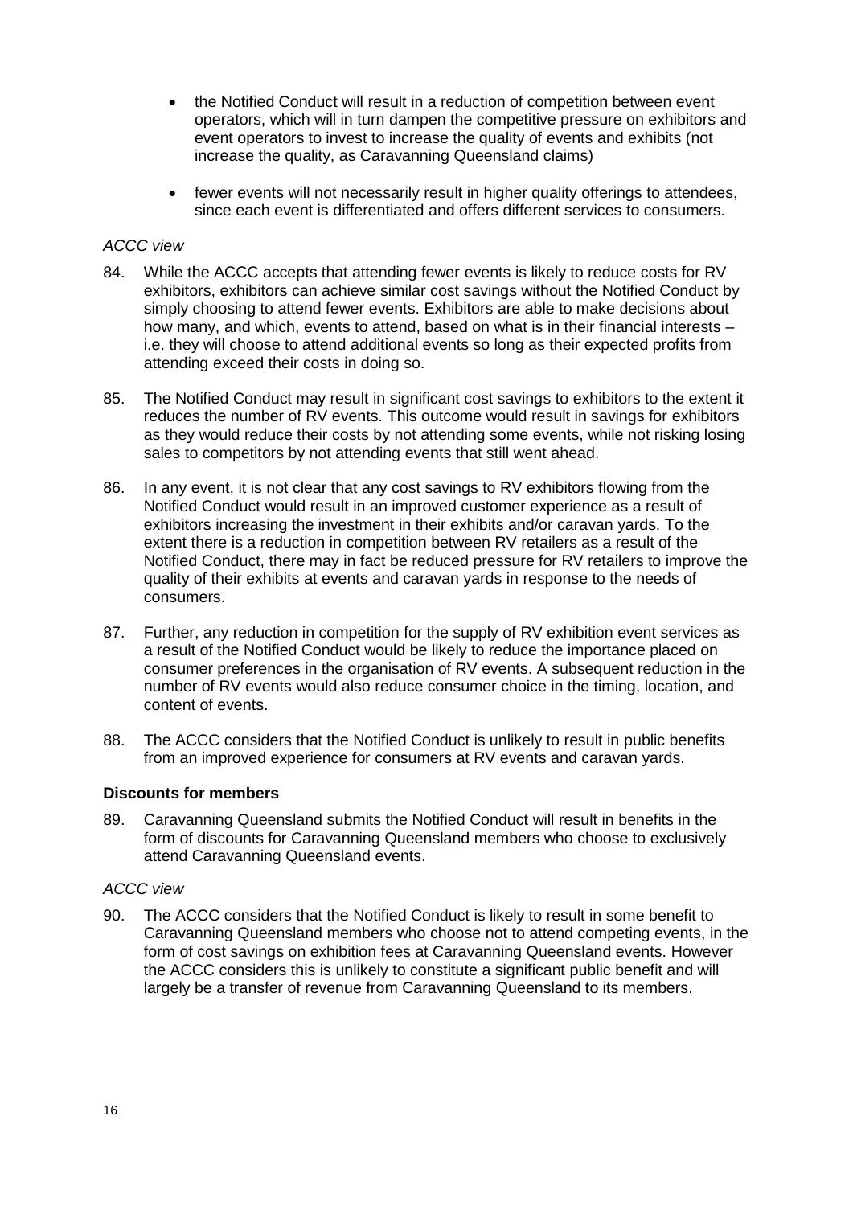- the Notified Conduct will result in a reduction of competition between event operators, which will in turn dampen the competitive pressure on exhibitors and event operators to invest to increase the quality of events and exhibits (not increase the quality, as Caravanning Queensland claims)
- fewer events will not necessarily result in higher quality offerings to attendees, since each event is differentiated and offers different services to consumers.

*ACCC view*

84. While the ACCC accepts that attending fewer events is likely to reduce costs for RV exhibitors, exhibitors can achieve similar cost savings without the Notified Conduct by simply choosing to attend fewer events. Exhibitors are able to make decisions about how many, and which, events to attend, based on what is in their financial interests – i.e. they will choose to attend additional events so long as their expected profits from attending exceed their costs in doing so.

85. The Notified Conduct may result in significant cost savings to exhibitors to the extent it reduces the number of RV events. This outcome would result in savings for exhibitors as they would reduce their costs by not attending some events, while not risking losing sales to competitors by not attending events that still went ahead.

86. In any event, it is not clear that any cost savings to RV exhibitors flowing from the Notified Conduct would result in an improved customer experience as a result of exhibitors increasing the investment in their exhibits and/or caravan yards. To the extent there is a reduction in competition between RV retailers as a result of the Notified Conduct, there may in fact be reduced pressure for RV retailers to improve the quality of their exhibits at events and caravan yards in response to the needs of consumers.

87. Further, any reduction in competition for the supply of RV exhibition event services as a result of the Notified Conduct would be likely to reduce the importance placed on consumer preferences in the organisation of RV events. A subsequent reduction in the number of RV events would also reduce consumer choice in the timing, location, and content of events.

88. The ACCC considers that the Notified Conduct is unlikely to result in public benefits from an improved experience for consumers at RV events and caravan yards.

**Discounts for members**

89. Caravanning Queensland submits the Notified Conduct will result in benefits in the form of discounts for Caravanning Queensland members who choose to exclusively attend Caravanning Queensland events.

*ACCC view*

90. The ACCC considers that the Notified Conduct is likely to result in some benefit to Caravanning Queensland members who choose not to attend competing events, in the form of cost savings on exhibition fees at Caravanning Queensland events. However the ACCC considers this is unlikely to constitute a significant public benefit and will largely be a transfer of revenue from Caravanning Queensland to its members.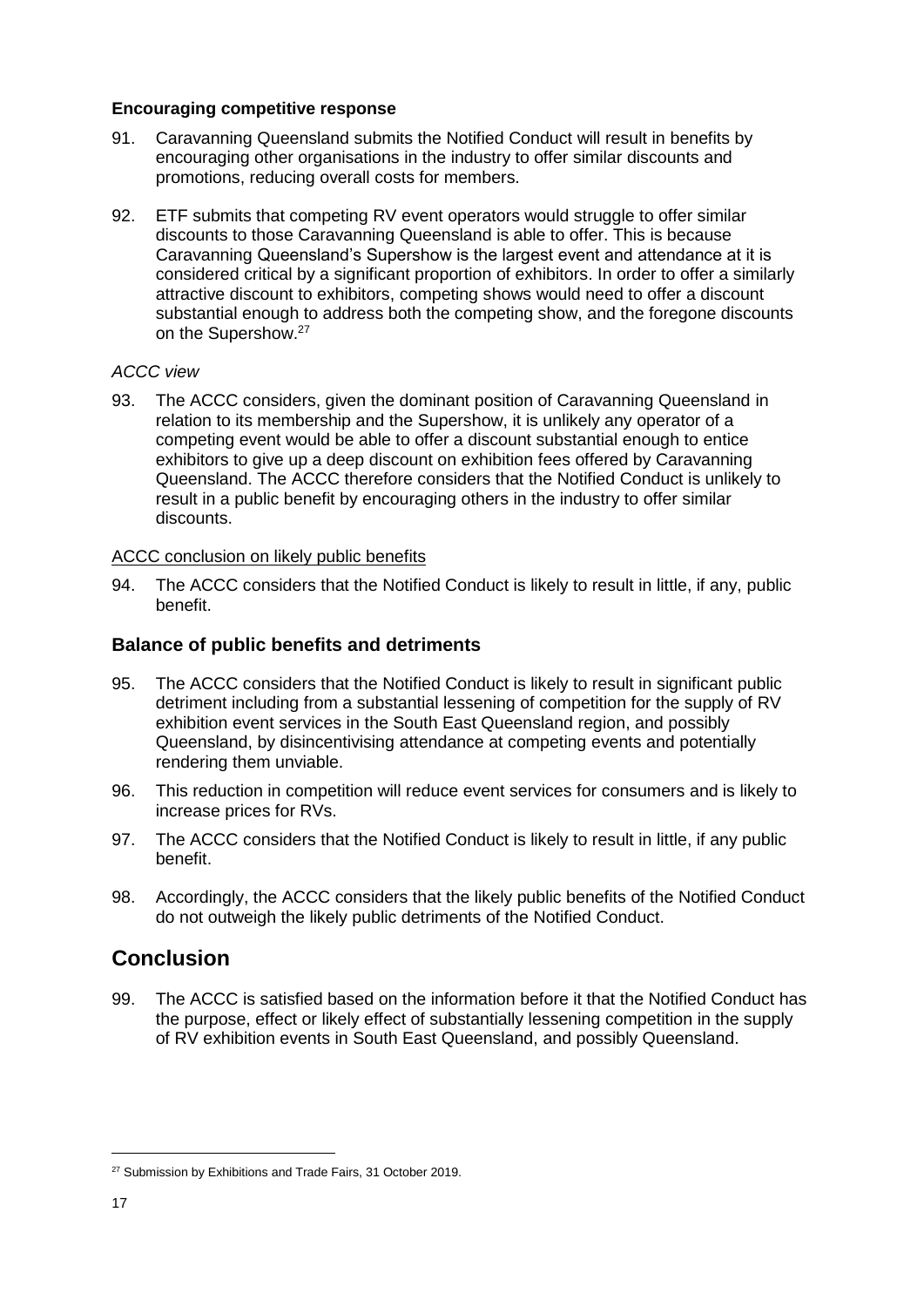**Encouraging competitive response**

91. Caravanning Queensland submits the Notified Conduct will result in benefits by encouraging other organisations in the industry to offer similar discounts and promotions, reducing overall costs for members.

92. ETF submits that competing RV event operators would struggle to offer similar discounts to those Caravanning Queensland is able to offer. This is because Caravanning Queensland's Supershow is the largest event and attendance at it is considered critical by a significant proportion of exhibitors. In order to offer a similarly attractive discount to exhibitors, competing shows would need to offer a discount substantial enough to address both the competing show, and the foregone discounts on the Supershow.[27]

*ACCC view*

93. The ACCC considers, given the dominant position of Caravanning Queensland in relation to its membership and the Supershow, it is unlikely any operator of a competing event would be able to offer a discount substantial enough to entice exhibitors to give up a deep discount on exhibition fees offered by Caravanning Queensland. The ACCC therefore considers that the Notified Conduct is unlikely to result in a public benefit by encouraging others in the industry to offer similar discounts.

<u>ACCC conclusion on likely public benefits</u>

94. The ACCC considers that the Notified Conduct is likely to result in little, if any, public benefit.

### Balance of public benefits and detriments

95. The ACCC considers that the Notified Conduct is likely to result in significant public detriment including from a substantial lessening of competition for the supply of RV exhibition event services in the South East Queensland region, and possibly Queensland, by disincentivising attendance at competing events and potentially rendering them unviable.

96. This reduction in competition will reduce event services for consumers and is likely to increase prices for RVs.

97. The ACCC considers that the Notified Conduct is likely to result in little, if any public benefit.

98. Accordingly, the ACCC considers that the likely public benefits of the Notified Conduct do not outweigh the likely public detriments of the Notified Conduct.

## Conclusion

99. The ACCC is satisfied based on the information before it that the Notified Conduct has the purpose, effect or likely effect of substantially lessening competition in the supply of RV exhibition events in South East Queensland, and possibly Queensland.

[27] Submission by Exhibitions and Trade Fairs, 31 October 2019.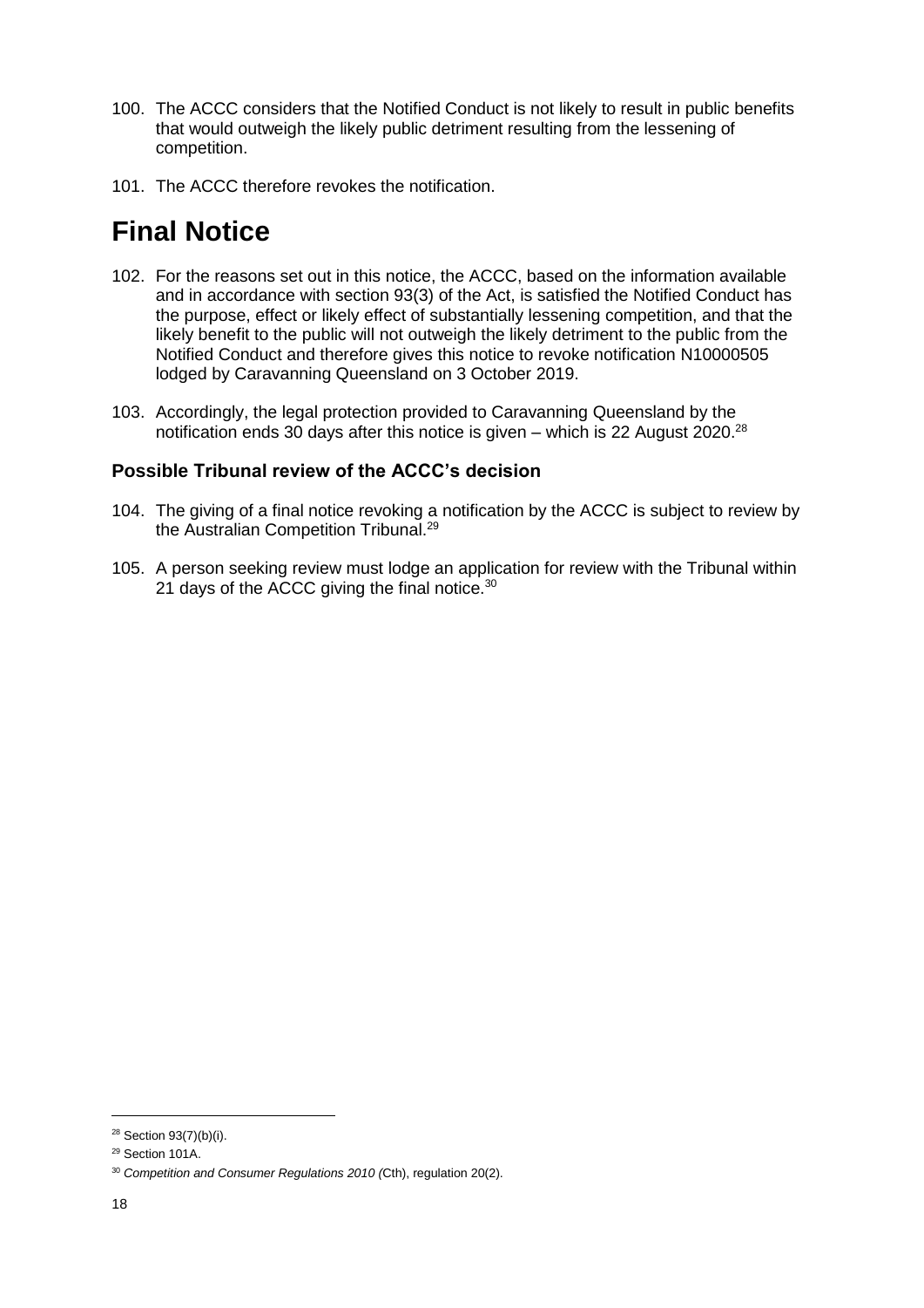100. The ACCC considers that the Notified Conduct is not likely to result in public benefits that would outweigh the likely public detriment resulting from the lessening of competition.

101. The ACCC therefore revokes the notification.

# Final Notice

102. For the reasons set out in this notice, the ACCC, based on the information available and in accordance with section 93(3) of the Act, is satisfied the Notified Conduct has the purpose, effect or likely effect of substantially lessening competition, and that the likely benefit to the public will not outweigh the likely detriment to the public from the Notified Conduct and therefore gives this notice to revoke notification N10000505 lodged by Caravanning Queensland on 3 October 2019.

103. Accordingly, the legal protection provided to Caravanning Queensland by the notification ends 30 days after this notice is given – which is 22 August 2020.[28]

### Possible Tribunal review of the ACCC's decision

104. The giving of a final notice revoking a notification by the ACCC is subject to review by the Australian Competition Tribunal.[29]

105. A person seeking review must lodge an application for review with the Tribunal within 21 days of the ACCC giving the final notice.[30]

---

[28] Section 93(7)(b)(i).

[29] Section 101A.

[30] *Competition and Consumer Regulations 2010 (*Cth), regulation 20(2).